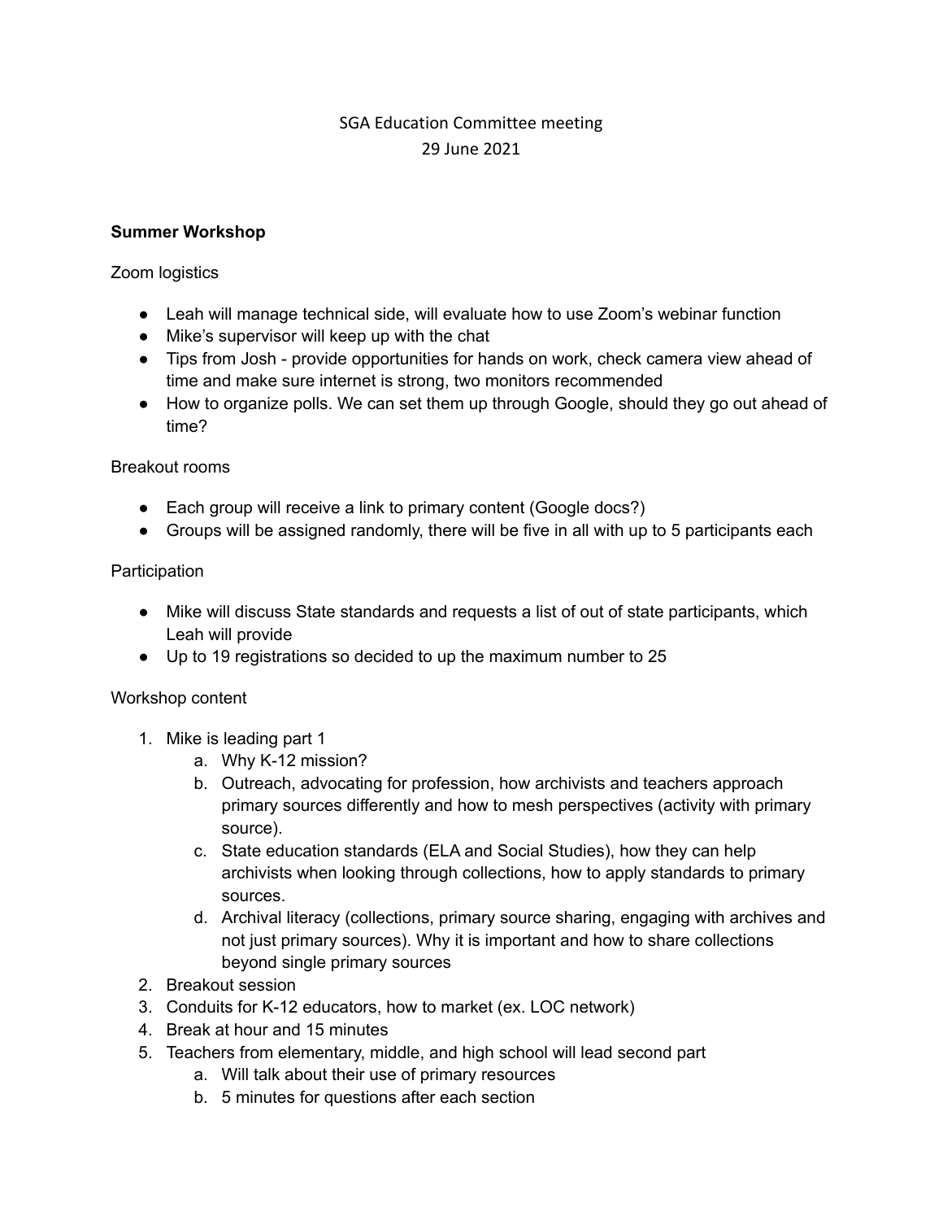SGA Education Committee meeting
29 June 2021

**Summer Workshop**

Zoom logistics

- Leah will manage technical side, will evaluate how to use Zoom's webinar function
- Mike's supervisor will keep up with the chat
- Tips from Josh - provide opportunities for hands on work, check camera view ahead of time and make sure internet is strong, two monitors recommended
- How to organize polls. We can set them up through Google, should they go out ahead of time?

Breakout rooms

- Each group will receive a link to primary content (Google docs?)
- Groups will be assigned randomly, there will be five in all with up to 5 participants each

Participation

- Mike will discuss State standards and requests a list of out of state participants, which Leah will provide
- Up to 19 registrations so decided to up the maximum number to 25

Workshop content

1. Mike is leading part 1
   a. Why K-12 mission?
   b. Outreach, advocating for profession, how archivists and teachers approach primary sources differently and how to mesh perspectives (activity with primary source).
   c. State education standards (ELA and Social Studies), how they can help archivists when looking through collections, how to apply standards to primary sources.
   d. Archival literacy (collections, primary source sharing, engaging with archives and not just primary sources). Why it is important and how to share collections beyond single primary sources
2. Breakout session
3. Conduits for K-12 educators, how to market (ex. LOC network)
4. Break at hour and 15 minutes
5. Teachers from elementary, middle, and high school will lead second part
   a. Will talk about their use of primary resources
   b. 5 minutes for questions after each section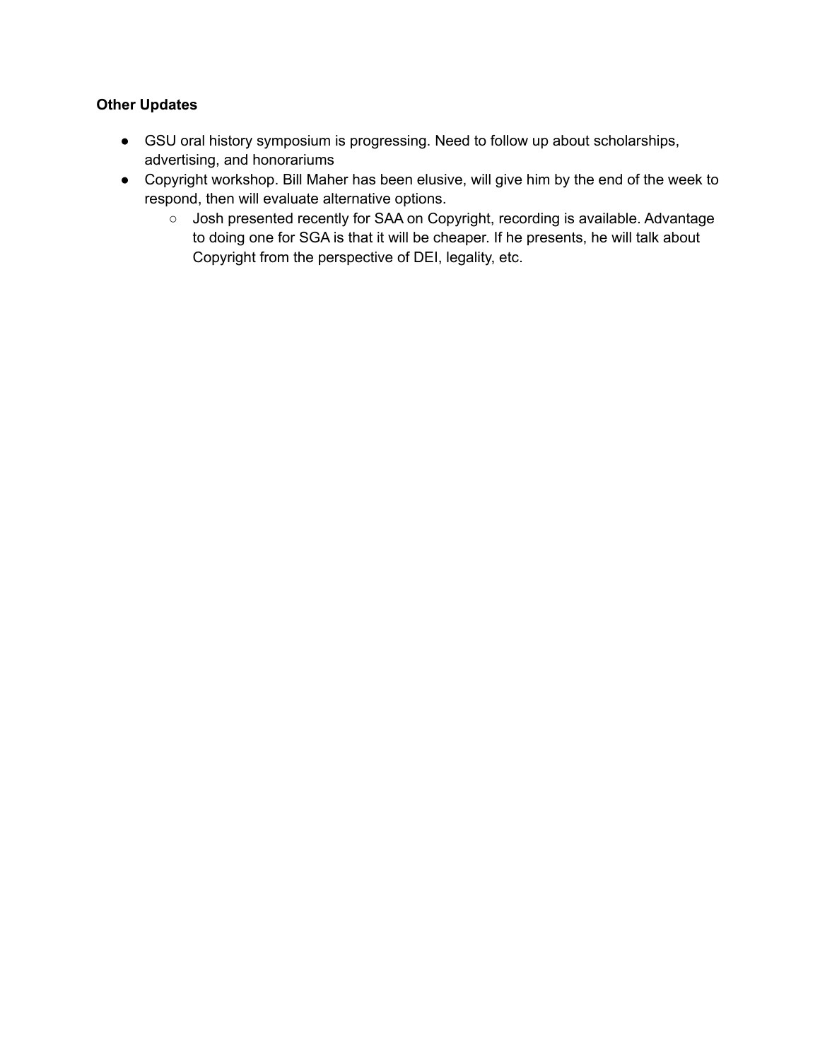**Other Updates**

- GSU oral history symposium is progressing. Need to follow up about scholarships, advertising, and honorariums
- Copyright workshop. Bill Maher has been elusive, will give him by the end of the week to respond, then will evaluate alternative options.
  - Josh presented recently for SAA on Copyright, recording is available. Advantage to doing one for SGA is that it will be cheaper. If he presents, he will talk about Copyright from the perspective of DEI, legality, etc.